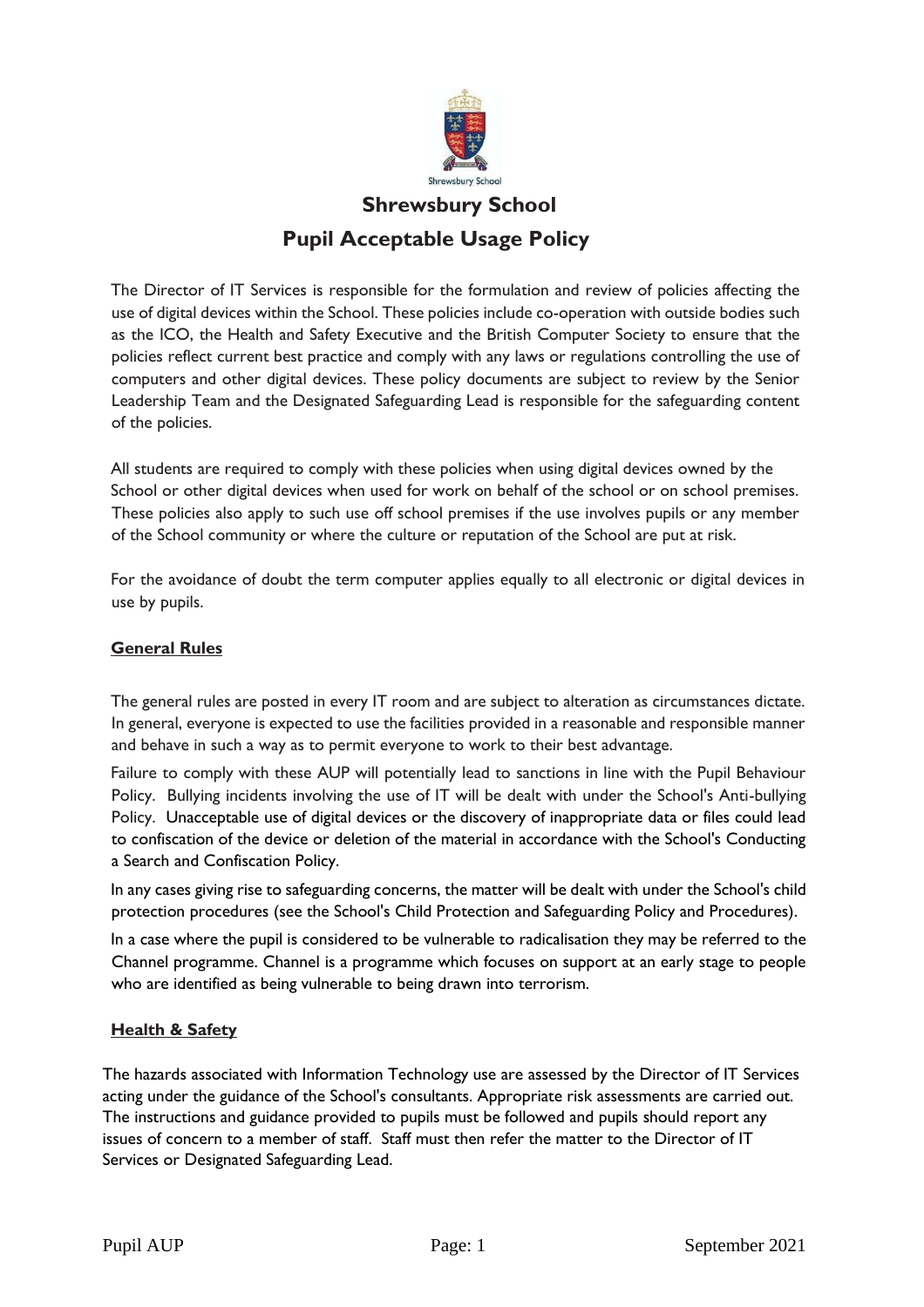# Shrewsbury School

## Pupil Acceptable Usage Policy

The Director of IT Services is responsible for the formulation and review of policies affecting the use of digital devices within the School. These policies include co-operation with outside bodies such as the ICO, the Health and Safety Executive and the British Computer Society to ensure that the policies reflect current best practice and comply with any laws or regulations controlling the use of computers and other digital devices. These policy documents are subject to review by the Senior Leadership Team and the Designated Safeguarding Lead is responsible for the safeguarding content of the policies.

All students are required to comply with these policies when using digital devices owned by the School or other digital devices when used for work on behalf of the school or on school premises. These policies also apply to such use off school premises if the use involves pupils or any member of the School community or where the culture or reputation of the School are put at risk.

For the avoidance of doubt the term computer applies equally to all electronic or digital devices in use by pupils.

### General Rules

The general rules are posted in every IT room and are subject to alteration as circumstances dictate. In general, everyone is expected to use the facilities provided in a reasonable and responsible manner and behave in such a way as to permit everyone to work to their best advantage.

Failure to comply with these AUP will potentially lead to sanctions in line with the Pupil Behaviour Policy. Bullying incidents involving the use of IT will be dealt with under the School's Anti-bullying Policy. Unacceptable use of digital devices or the discovery of inappropriate data or files could lead to confiscation of the device or deletion of the material in accordance with the School's Conducting a Search and Confiscation Policy.

In any cases giving rise to safeguarding concerns, the matter will be dealt with under the School's child protection procedures (see the School's Child Protection and Safeguarding Policy and Procedures).

In a case where the pupil is considered to be vulnerable to radicalisation they may be referred to the Channel programme. Channel is a programme which focuses on support at an early stage to people who are identified as being vulnerable to being drawn into terrorism.

### Health & Safety

The hazards associated with Information Technology use are assessed by the Director of IT Services acting under the guidance of the School's consultants. Appropriate risk assessments are carried out. The instructions and guidance provided to pupils must be followed and pupils should report any issues of concern to a member of staff. Staff must then refer the matter to the Director of IT Services or Designated Safeguarding Lead.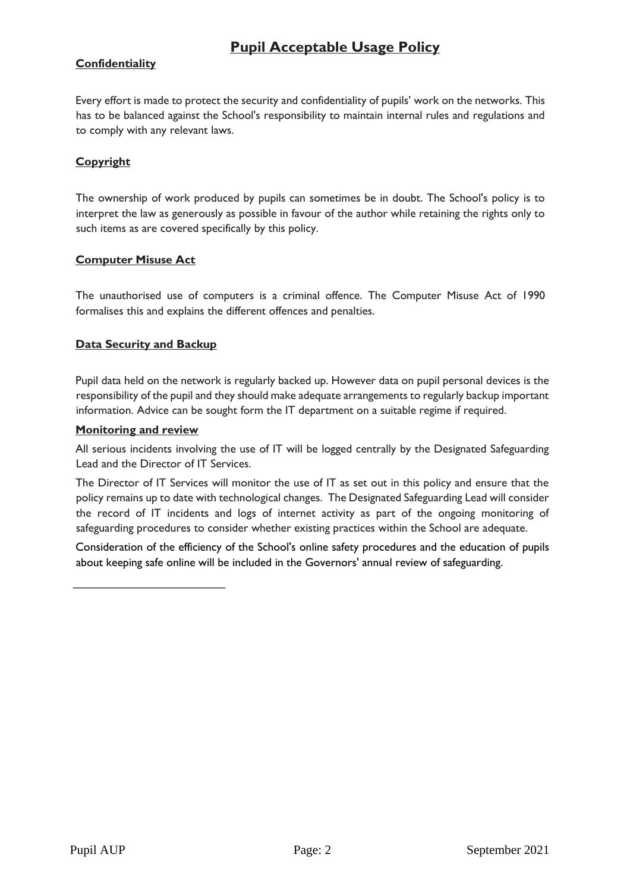# Pupil Acceptable Usage Policy

## Confidentiality

Every effort is made to protect the security and confidentiality of pupils' work on the networks. This has to be balanced against the School's responsibility to maintain internal rules and regulations and to comply with any relevant laws.

## Copyright

The ownership of work produced by pupils can sometimes be in doubt. The School's policy is to interpret the law as generously as possible in favour of the author while retaining the rights only to such items as are covered specifically by this policy.

## Computer Misuse Act

The unauthorised use of computers is a criminal offence. The Computer Misuse Act of 1990 formalises this and explains the different offences and penalties.

## Data Security and Backup

Pupil data held on the network is regularly backed up. However data on pupil personal devices is the responsibility of the pupil and they should make adequate arrangements to regularly backup important information. Advice can be sought form the IT department on a suitable regime if required.

## Monitoring and review

All serious incidents involving the use of IT will be logged centrally by the Designated Safeguarding Lead and the Director of IT Services.

The Director of IT Services will monitor the use of IT as set out in this policy and ensure that the policy remains up to date with technological changes. The Designated Safeguarding Lead will consider the record of IT incidents and logs of internet activity as part of the ongoing monitoring of safeguarding procedures to consider whether existing practices within the School are adequate.

Consideration of the efficiency of the School's online safety procedures and the education of pupils about keeping safe online will be included in the Governors' annual review of safeguarding.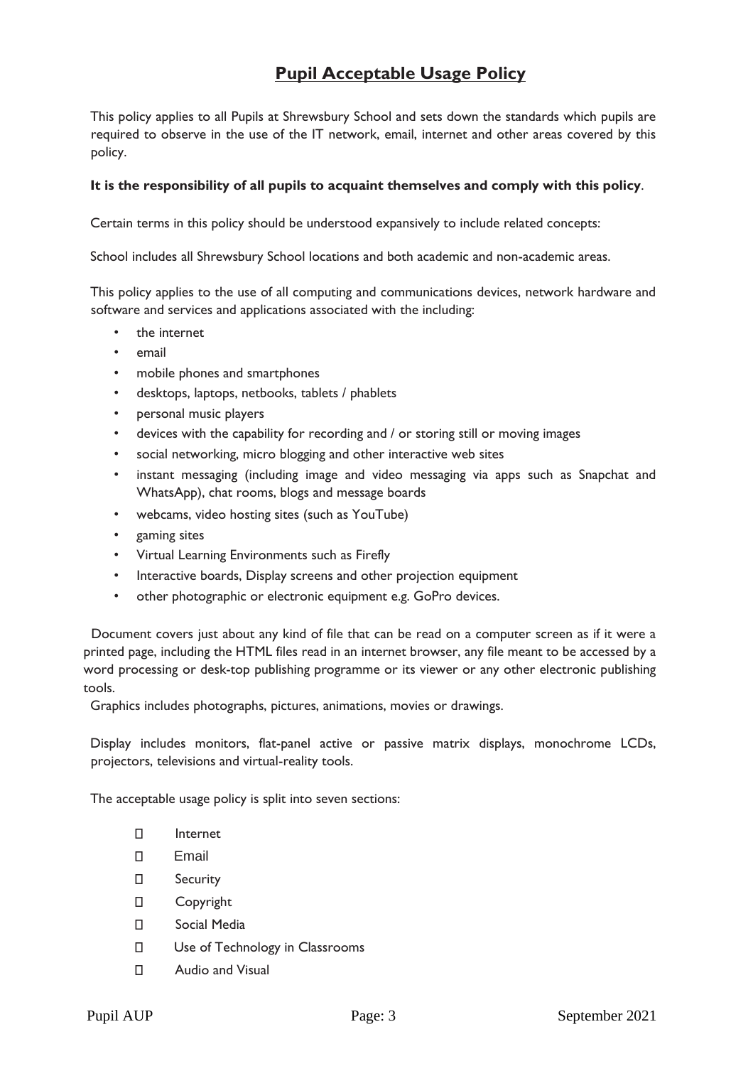# Pupil Acceptable Usage Policy

This policy applies to all Pupils at Shrewsbury School and sets down the standards which pupils are required to observe in the use of the IT network, email, internet and other areas covered by this policy.

**It is the responsibility of all pupils to acquaint themselves and comply with this policy**.

Certain terms in this policy should be understood expansively to include related concepts:

School includes all Shrewsbury School locations and both academic and non-academic areas.

This policy applies to the use of all computing and communications devices, network hardware and software and services and applications associated with the including:

- the internet
- email
- mobile phones and smartphones
- desktops, laptops, netbooks, tablets / phablets
- personal music players
- devices with the capability for recording and / or storing still or moving images
- social networking, micro blogging and other interactive web sites
- instant messaging (including image and video messaging via apps such as Snapchat and WhatsApp), chat rooms, blogs and message boards
- webcams, video hosting sites (such as YouTube)
- gaming sites
- Virtual Learning Environments such as Firefly
- Interactive boards, Display screens and other projection equipment
- other photographic or electronic equipment e.g. GoPro devices.

Document covers just about any kind of file that can be read on a computer screen as if it were a printed page, including the HTML files read in an internet browser, any file meant to be accessed by a word processing or desk-top publishing programme or its viewer or any other electronic publishing tools.

Graphics includes photographs, pictures, animations, movies or drawings.

Display includes monitors, flat-panel active or passive matrix displays, monochrome LCDs, projectors, televisions and virtual-reality tools.

The acceptable usage policy is split into seven sections:

- Internet
- Email
- Security
- Copyright
- Social Media
- Use of Technology in Classrooms
- Audio and Visual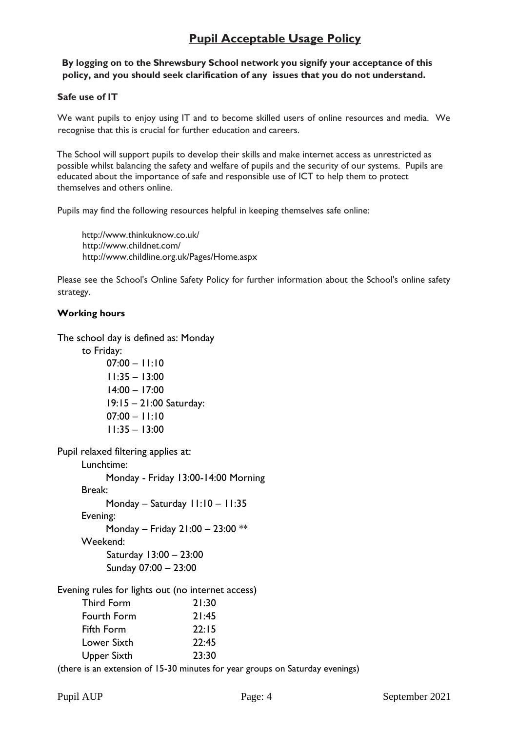## Pupil Acceptable Usage Policy

**By logging on to the Shrewsbury School network you signify your acceptance of this policy, and you should seek clarification of any issues that you do not understand.**

**Safe use of IT**

We want pupils to enjoy using IT and to become skilled users of online resources and media. We recognise that this is crucial for further education and careers.

The School will support pupils to develop their skills and make internet access as unrestricted as possible whilst balancing the safety and welfare of pupils and the security of our systems. Pupils are educated about the importance of safe and responsible use of ICT to help them to protect themselves and others online.

Pupils may find the following resources helpful in keeping themselves safe online:

http://www.thinkuknow.co.uk/
http://www.childnet.com/
http://www.childline.org.uk/Pages/Home.aspx

Please see the School's Online Safety Policy for further information about the School's online safety strategy.

**Working hours**

The school day is defined as: Monday to Friday:

- 07:00 – 11:10
- 11:35 – 13:00
- 14:00 – 17:00
- 19:15 – 21:00

Saturday:

- 07:00 – 11:10
- 11:35 – 13:00

Pupil relaxed filtering applies at:

- Lunchtime:
  - Monday - Friday 13:00-14:00
- Morning Break:
  - Monday – Saturday 11:10 – 11:35
- Evening:
  - Monday – Friday 21:00 – 23:00 **
- Weekend:
  - Saturday 13:00 – 23:00
  - Sunday 07:00 – 23:00

Evening rules for lights out (no internet access)

| | |
|---|---|
| Third Form | 21:30 |
| Fourth Form | 21:45 |
| Fifth Form | 22:15 |
| Lower Sixth | 22:45 |
| Upper Sixth | 23:30 |

(there is an extension of 15-30 minutes for year groups on Saturday evenings)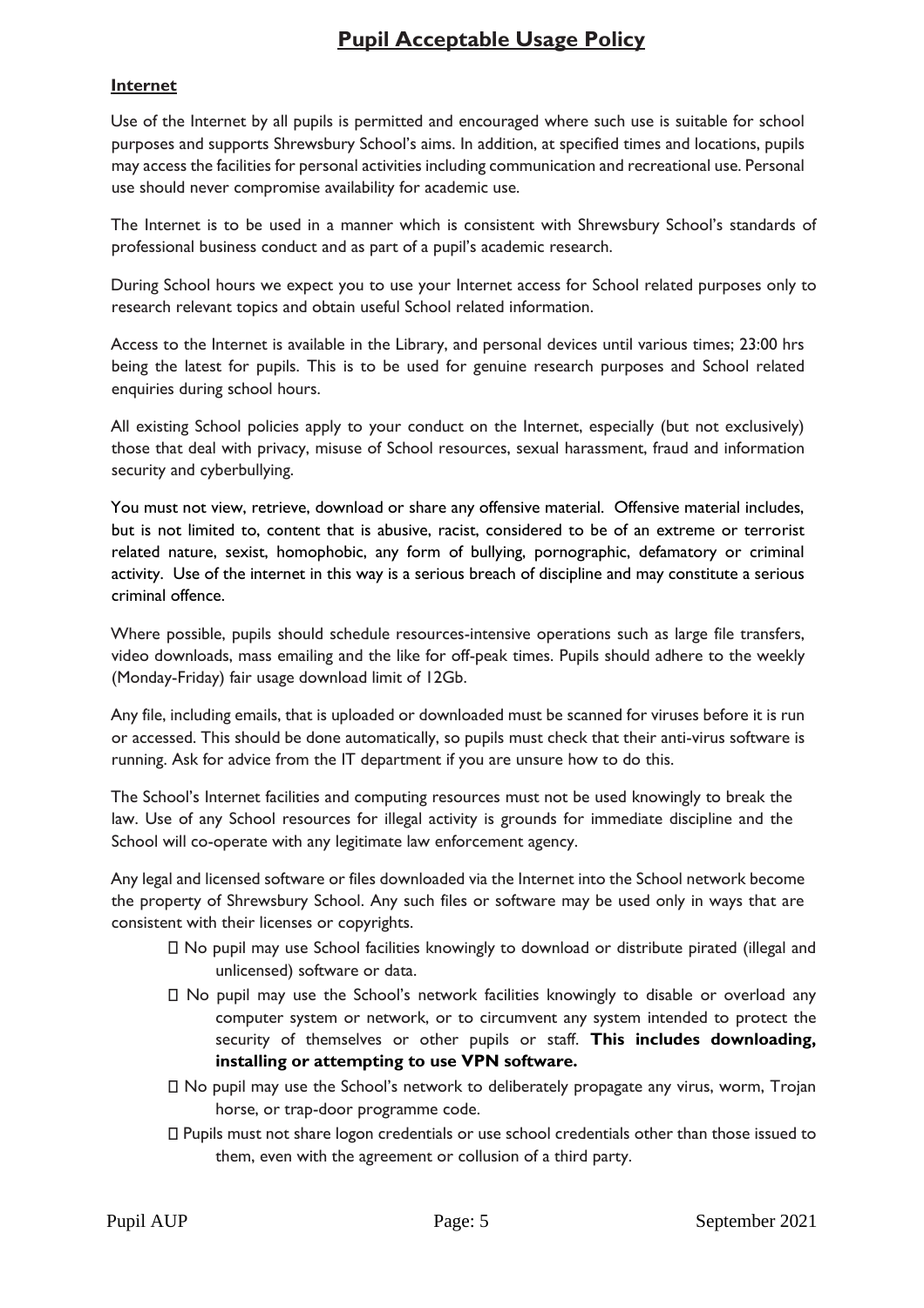# Pupil Acceptable Usage Policy

## Internet

Use of the Internet by all pupils is permitted and encouraged where such use is suitable for school purposes and supports Shrewsbury School's aims. In addition, at specified times and locations, pupils may access the facilities for personal activities including communication and recreational use. Personal use should never compromise availability for academic use.

The Internet is to be used in a manner which is consistent with Shrewsbury School's standards of professional business conduct and as part of a pupil's academic research.

During School hours we expect you to use your Internet access for School related purposes only to research relevant topics and obtain useful School related information.

Access to the Internet is available in the Library, and personal devices until various times; 23:00 hrs being the latest for pupils. This is to be used for genuine research purposes and School related enquiries during school hours.

All existing School policies apply to your conduct on the Internet, especially (but not exclusively) those that deal with privacy, misuse of School resources, sexual harassment, fraud and information security and cyberbullying.

You must not view, retrieve, download or share any offensive material. Offensive material includes, but is not limited to, content that is abusive, racist, considered to be of an extreme or terrorist related nature, sexist, homophobic, any form of bullying, pornographic, defamatory or criminal activity. Use of the internet in this way is a serious breach of discipline and may constitute a serious criminal offence.

Where possible, pupils should schedule resources-intensive operations such as large file transfers, video downloads, mass emailing and the like for off-peak times. Pupils should adhere to the weekly (Monday-Friday) fair usage download limit of 12Gb.

Any file, including emails, that is uploaded or downloaded must be scanned for viruses before it is run or accessed. This should be done automatically, so pupils must check that their anti-virus software is running. Ask for advice from the IT department if you are unsure how to do this.

The School's Internet facilities and computing resources must not be used knowingly to break the law. Use of any School resources for illegal activity is grounds for immediate discipline and the School will co-operate with any legitimate law enforcement agency.

Any legal and licensed software or files downloaded via the Internet into the School network become the property of Shrewsbury School. Any such files or software may be used only in ways that are consistent with their licenses or copyrights.

- No pupil may use School facilities knowingly to download or distribute pirated (illegal and unlicensed) software or data.
- No pupil may use the School's network facilities knowingly to disable or overload any computer system or network, or to circumvent any system intended to protect the security of themselves or other pupils or staff. **This includes downloading, installing or attempting to use VPN software.**
- No pupil may use the School's network to deliberately propagate any virus, worm, Trojan horse, or trap-door programme code.
- Pupils must not share logon credentials or use school credentials other than those issued to them, even with the agreement or collusion of a third party.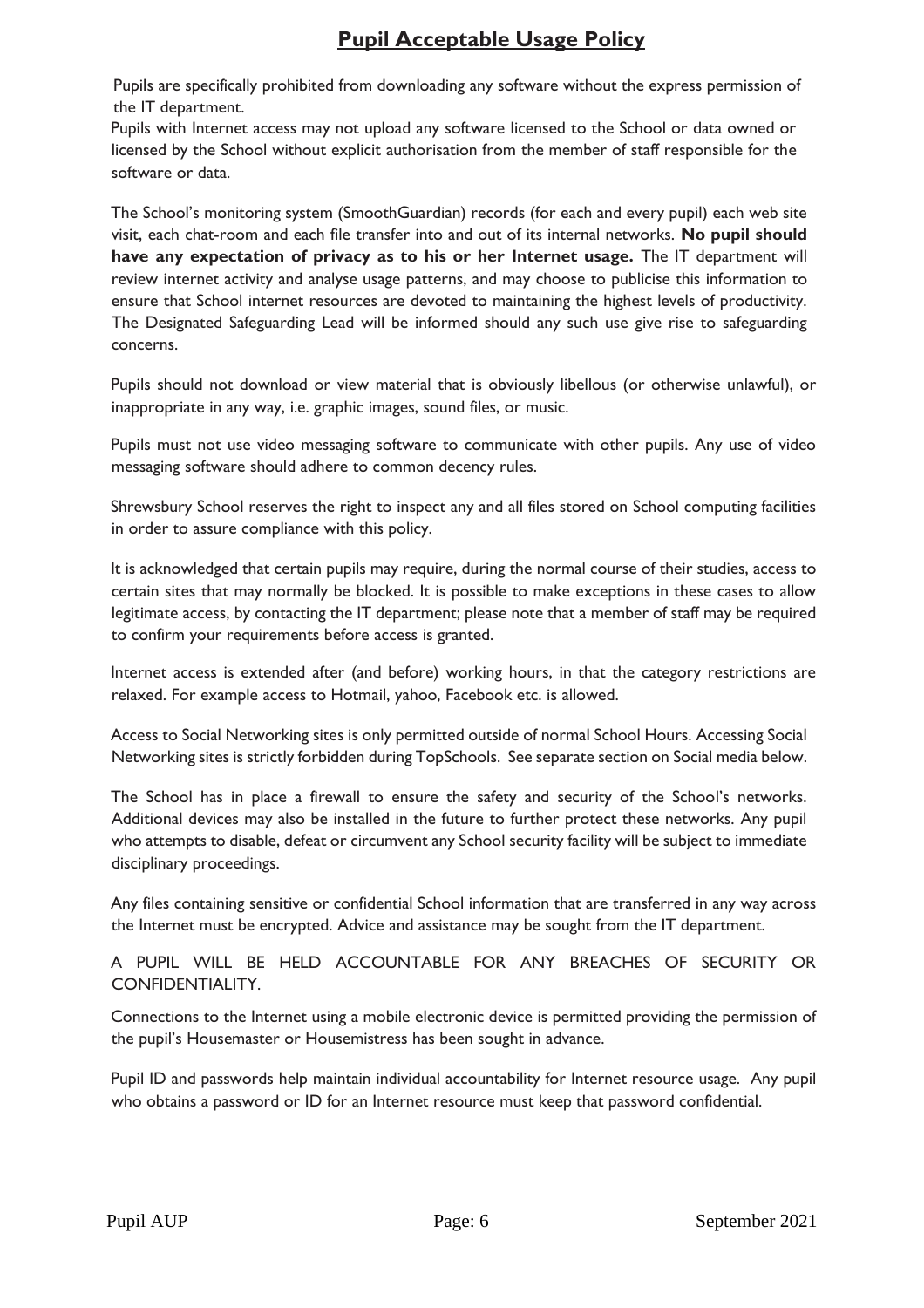# Pupil Acceptable Usage Policy

Pupils are specifically prohibited from downloading any software without the express permission of the IT department.

Pupils with Internet access may not upload any software licensed to the School or data owned or licensed by the School without explicit authorisation from the member of staff responsible for the software or data.

The School's monitoring system (SmoothGuardian) records (for each and every pupil) each web site visit, each chat-room and each file transfer into and out of its internal networks. **No pupil should have any expectation of privacy as to his or her Internet usage.** The IT department will review internet activity and analyse usage patterns, and may choose to publicise this information to ensure that School internet resources are devoted to maintaining the highest levels of productivity. The Designated Safeguarding Lead will be informed should any such use give rise to safeguarding concerns.

Pupils should not download or view material that is obviously libellous (or otherwise unlawful), or inappropriate in any way, i.e. graphic images, sound files, or music.

Pupils must not use video messaging software to communicate with other pupils. Any use of video messaging software should adhere to common decency rules.

Shrewsbury School reserves the right to inspect any and all files stored on School computing facilities in order to assure compliance with this policy.

It is acknowledged that certain pupils may require, during the normal course of their studies, access to certain sites that may normally be blocked. It is possible to make exceptions in these cases to allow legitimate access, by contacting the IT department; please note that a member of staff may be required to confirm your requirements before access is granted.

Internet access is extended after (and before) working hours, in that the category restrictions are relaxed. For example access to Hotmail, yahoo, Facebook etc. is allowed.

Access to Social Networking sites is only permitted outside of normal School Hours. Accessing Social Networking sites is strictly forbidden during TopSchools. See separate section on Social media below.

The School has in place a firewall to ensure the safety and security of the School's networks. Additional devices may also be installed in the future to further protect these networks. Any pupil who attempts to disable, defeat or circumvent any School security facility will be subject to immediate disciplinary proceedings.

Any files containing sensitive or confidential School information that are transferred in any way across the Internet must be encrypted. Advice and assistance may be sought from the IT department.

A PUPIL WILL BE HELD ACCOUNTABLE FOR ANY BREACHES OF SECURITY OR CONFIDENTIALITY.

Connections to the Internet using a mobile electronic device is permitted providing the permission of the pupil's Housemaster or Housemistress has been sought in advance.

Pupil ID and passwords help maintain individual accountability for Internet resource usage. Any pupil who obtains a password or ID for an Internet resource must keep that password confidential.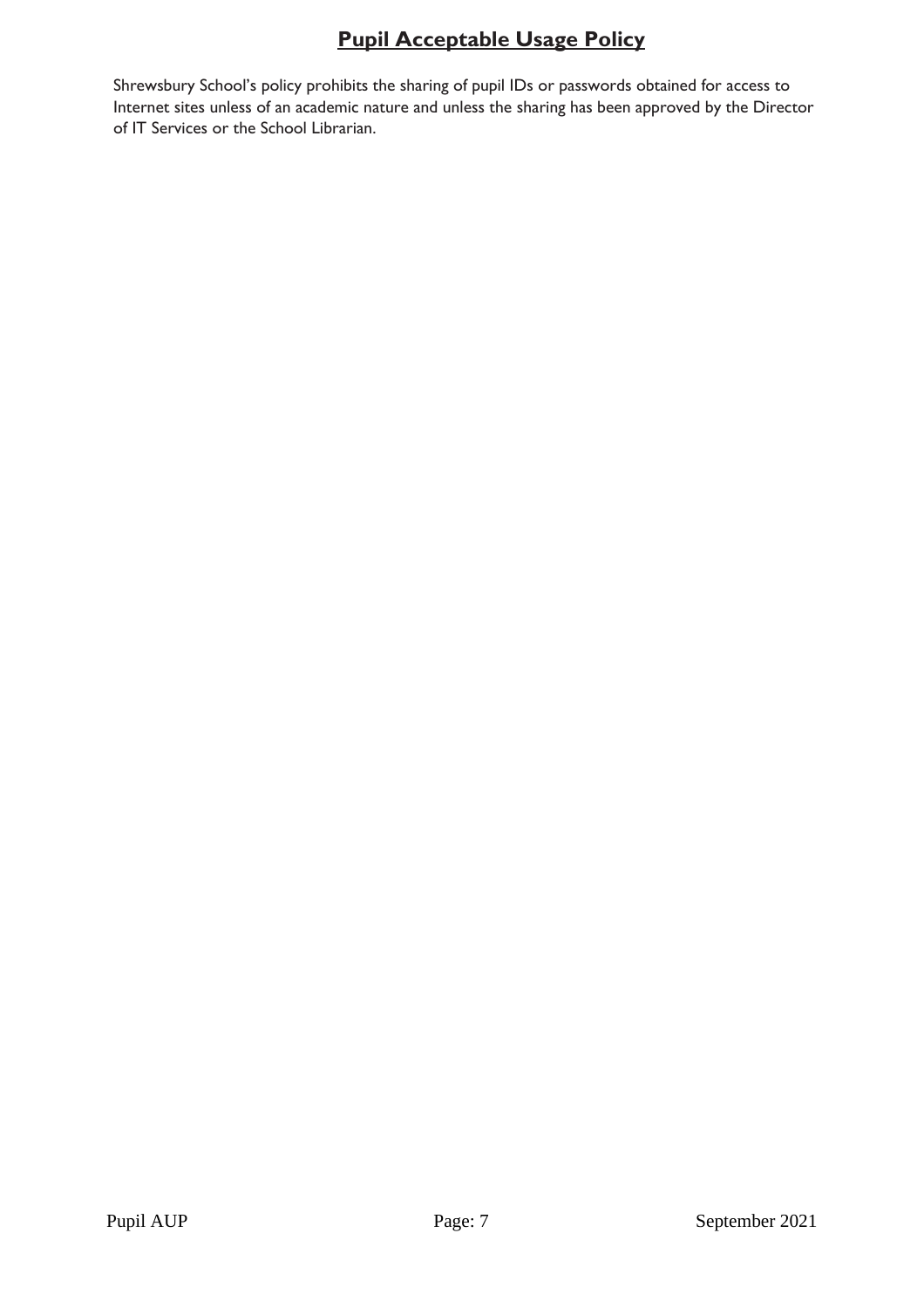# Pupil Acceptable Usage Policy

Shrewsbury School's policy prohibits the sharing of pupil IDs or passwords obtained for access to Internet sites unless of an academic nature and unless the sharing has been approved by the Director of IT Services or the School Librarian.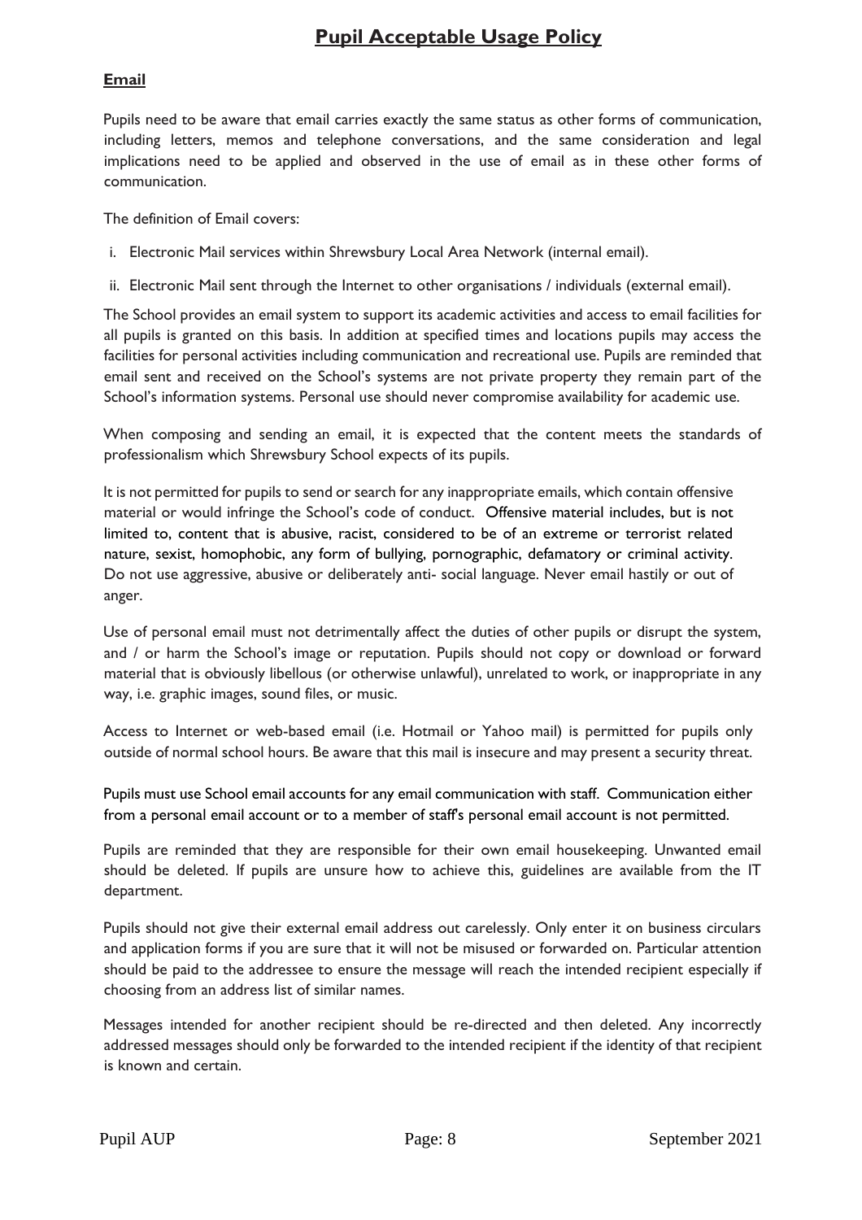# Pupil Acceptable Usage Policy

## Email

Pupils need to be aware that email carries exactly the same status as other forms of communication, including letters, memos and telephone conversations, and the same consideration and legal implications need to be applied and observed in the use of email as in these other forms of communication.

The definition of Email covers:

i. Electronic Mail services within Shrewsbury Local Area Network (internal email).

ii. Electronic Mail sent through the Internet to other organisations / individuals (external email).

The School provides an email system to support its academic activities and access to email facilities for all pupils is granted on this basis. In addition at specified times and locations pupils may access the facilities for personal activities including communication and recreational use. Pupils are reminded that email sent and received on the School's systems are not private property they remain part of the School's information systems. Personal use should never compromise availability for academic use.

When composing and sending an email, it is expected that the content meets the standards of professionalism which Shrewsbury School expects of its pupils.

It is not permitted for pupils to send or search for any inappropriate emails, which contain offensive material or would infringe the School's code of conduct. Offensive material includes, but is not limited to, content that is abusive, racist, considered to be of an extreme or terrorist related nature, sexist, homophobic, any form of bullying, pornographic, defamatory or criminal activity. Do not use aggressive, abusive or deliberately anti- social language. Never email hastily or out of anger.

Use of personal email must not detrimentally affect the duties of other pupils or disrupt the system, and / or harm the School's image or reputation. Pupils should not copy or download or forward material that is obviously libellous (or otherwise unlawful), unrelated to work, or inappropriate in any way, i.e. graphic images, sound files, or music.

Access to Internet or web-based email (i.e. Hotmail or Yahoo mail) is permitted for pupils only outside of normal school hours. Be aware that this mail is insecure and may present a security threat.

Pupils must use School email accounts for any email communication with staff. Communication either from a personal email account or to a member of staff's personal email account is not permitted.

Pupils are reminded that they are responsible for their own email housekeeping. Unwanted email should be deleted. If pupils are unsure how to achieve this, guidelines are available from the IT department.

Pupils should not give their external email address out carelessly. Only enter it on business circulars and application forms if you are sure that it will not be misused or forwarded on. Particular attention should be paid to the addressee to ensure the message will reach the intended recipient especially if choosing from an address list of similar names.

Messages intended for another recipient should be re-directed and then deleted. Any incorrectly addressed messages should only be forwarded to the intended recipient if the identity of that recipient is known and certain.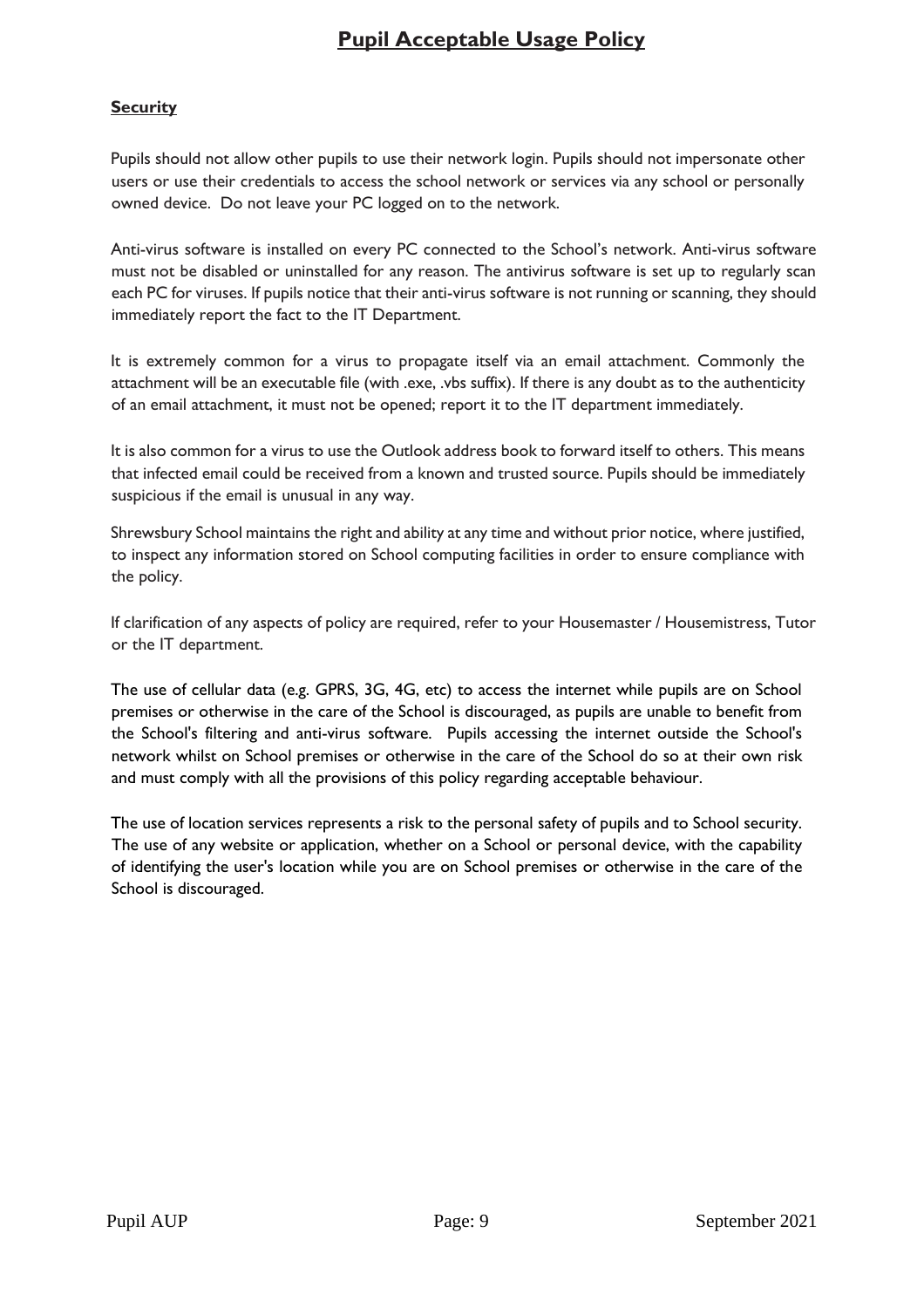# Pupil Acceptable Usage Policy

**Security**

Pupils should not allow other pupils to use their network login. Pupils should not impersonate other users or use their credentials to access the school network or services via any school or personally owned device. Do not leave your PC logged on to the network.

Anti-virus software is installed on every PC connected to the School's network. Anti-virus software must not be disabled or uninstalled for any reason. The antivirus software is set up to regularly scan each PC for viruses. If pupils notice that their anti-virus software is not running or scanning, they should immediately report the fact to the IT Department.

It is extremely common for a virus to propagate itself via an email attachment. Commonly the attachment will be an executable file (with .exe, .vbs suffix). If there is any doubt as to the authenticity of an email attachment, it must not be opened; report it to the IT department immediately.

It is also common for a virus to use the Outlook address book to forward itself to others. This means that infected email could be received from a known and trusted source. Pupils should be immediately suspicious if the email is unusual in any way.

Shrewsbury School maintains the right and ability at any time and without prior notice, where justified, to inspect any information stored on School computing facilities in order to ensure compliance with the policy.

If clarification of any aspects of policy are required, refer to your Housemaster / Housemistress, Tutor or the IT department.

The use of cellular data (e.g. GPRS, 3G, 4G, etc) to access the internet while pupils are on School premises or otherwise in the care of the School is discouraged, as pupils are unable to benefit from the School's filtering and anti-virus software. Pupils accessing the internet outside the School's network whilst on School premises or otherwise in the care of the School do so at their own risk and must comply with all the provisions of this policy regarding acceptable behaviour.

The use of location services represents a risk to the personal safety of pupils and to School security. The use of any website or application, whether on a School or personal device, with the capability of identifying the user's location while you are on School premises or otherwise in the care of the School is discouraged.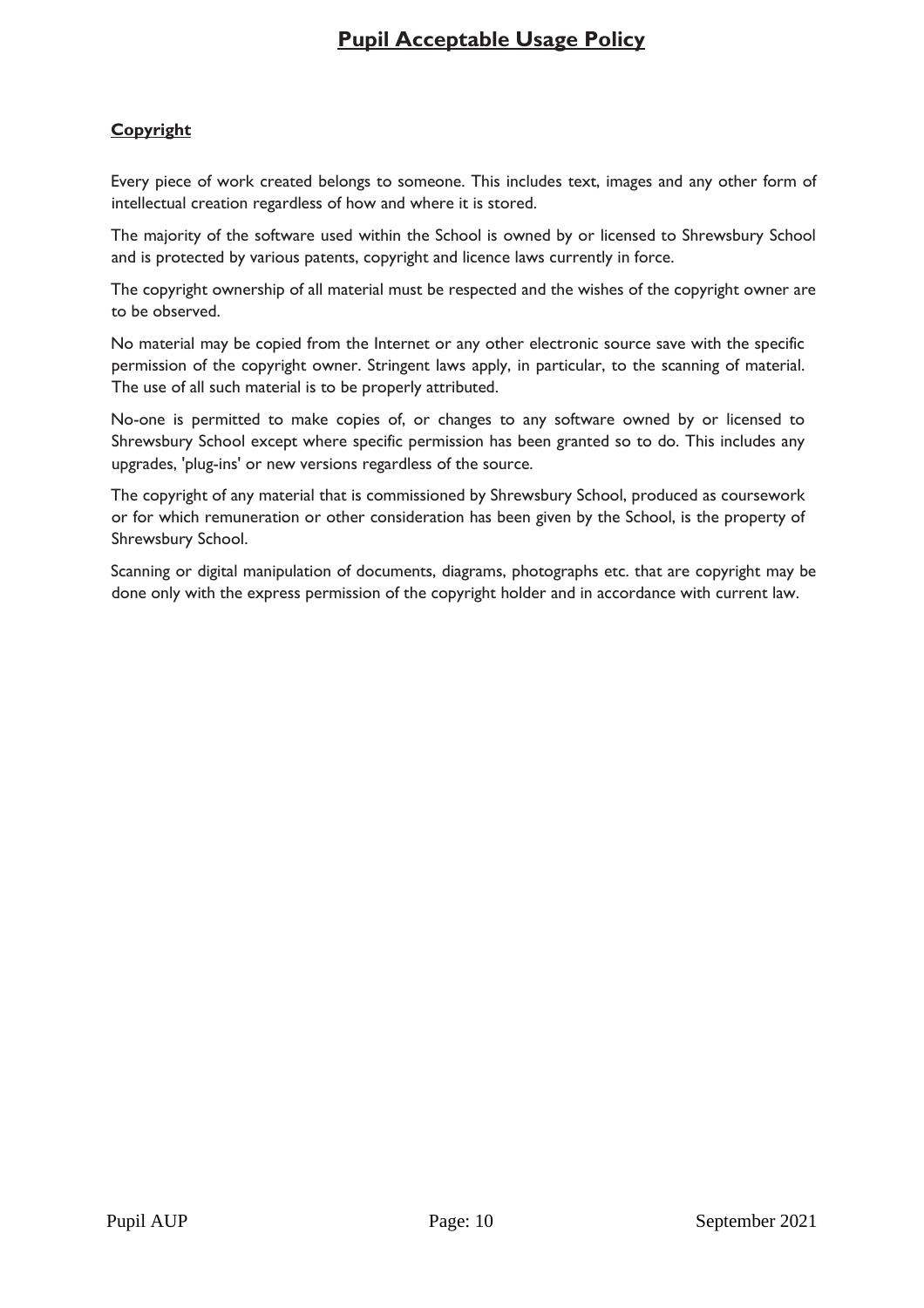## Copyright

Every piece of work created belongs to someone. This includes text, images and any other form of intellectual creation regardless of how and where it is stored.

The majority of the software used within the School is owned by or licensed to Shrewsbury School and is protected by various patents, copyright and licence laws currently in force.

The copyright ownership of all material must be respected and the wishes of the copyright owner are to be observed.

No material may be copied from the Internet or any other electronic source save with the specific permission of the copyright owner. Stringent laws apply, in particular, to the scanning of material. The use of all such material is to be properly attributed.

No-one is permitted to make copies of, or changes to any software owned by or licensed to Shrewsbury School except where specific permission has been granted so to do. This includes any upgrades, 'plug-ins' or new versions regardless of the source.

The copyright of any material that is commissioned by Shrewsbury School, produced as coursework or for which remuneration or other consideration has been given by the School, is the property of Shrewsbury School.

Scanning or digital manipulation of documents, diagrams, photographs etc. that are copyright may be done only with the express permission of the copyright holder and in accordance with current law.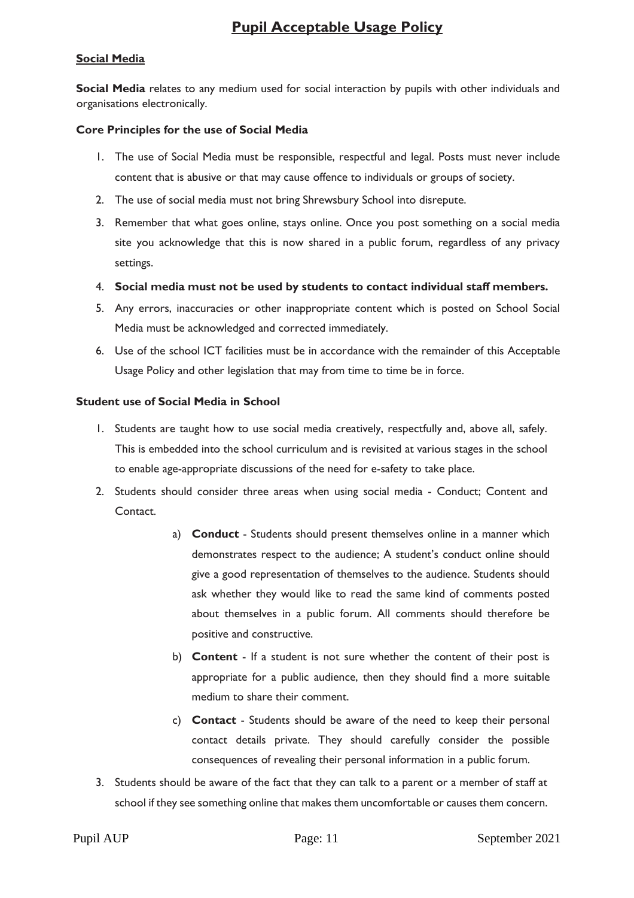# Pupil Acceptable Usage Policy

## Social Media

**Social Media** relates to any medium used for social interaction by pupils with other individuals and organisations electronically.

### Core Principles for the use of Social Media

1. The use of Social Media must be responsible, respectful and legal. Posts must never include content that is abusive or that may cause offence to individuals or groups of society.
2. The use of social media must not bring Shrewsbury School into disrepute.
3. Remember that what goes online, stays online. Once you post something on a social media site you acknowledge that this is now shared in a public forum, regardless of any privacy settings.
4. **Social media must not be used by students to contact individual staff members.**
5. Any errors, inaccuracies or other inappropriate content which is posted on School Social Media must be acknowledged and corrected immediately.
6. Use of the school ICT facilities must be in accordance with the remainder of this Acceptable Usage Policy and other legislation that may from time to time be in force.

### Student use of Social Media in School

1. Students are taught how to use social media creatively, respectfully and, above all, safely. This is embedded into the school curriculum and is revisited at various stages in the school to enable age-appropriate discussions of the need for e-safety to take place.
2. Students should consider three areas when using social media - Conduct; Content and Contact.
    a) **Conduct** - Students should present themselves online in a manner which demonstrates respect to the audience; A student's conduct online should give a good representation of themselves to the audience. Students should ask whether they would like to read the same kind of comments posted about themselves in a public forum. All comments should therefore be positive and constructive.
    b) **Content** - If a student is not sure whether the content of their post is appropriate for a public audience, then they should find a more suitable medium to share their comment.
    c) **Contact** - Students should be aware of the need to keep their personal contact details private. They should carefully consider the possible consequences of revealing their personal information in a public forum.
3. Students should be aware of the fact that they can talk to a parent or a member of staff at school if they see something online that makes them uncomfortable or causes them concern.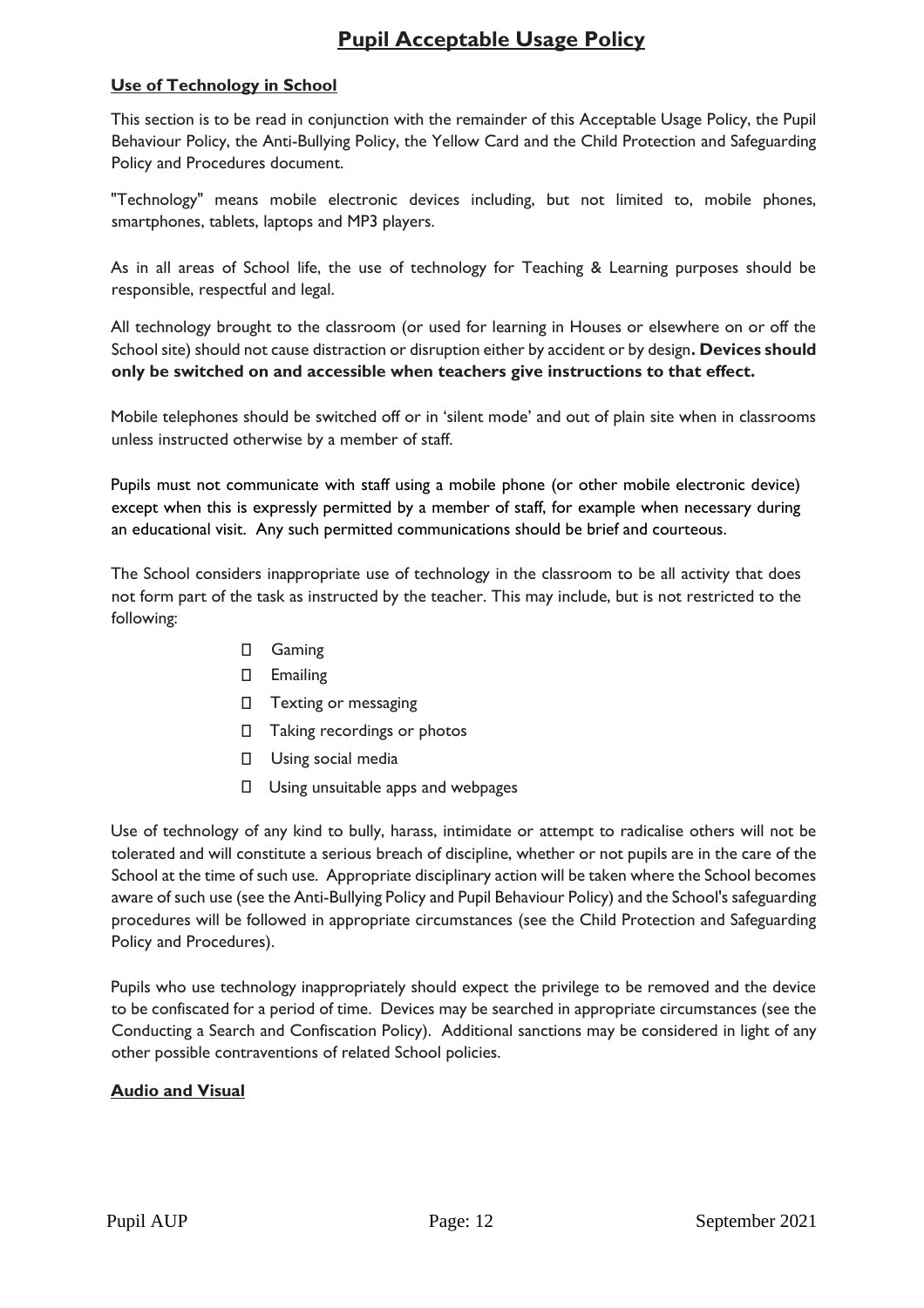# Pupil Acceptable Usage Policy

**Use of Technology in School**

This section is to be read in conjunction with the remainder of this Acceptable Usage Policy, the Pupil Behaviour Policy, the Anti-Bullying Policy, the Yellow Card and the Child Protection and Safeguarding Policy and Procedures document.

"Technology" means mobile electronic devices including, but not limited to, mobile phones, smartphones, tablets, laptops and MP3 players.

As in all areas of School life, the use of technology for Teaching & Learning purposes should be responsible, respectful and legal.

All technology brought to the classroom (or used for learning in Houses or elsewhere on or off the School site) should not cause distraction or disruption either by accident or by design**. Devices should only be switched on and accessible when teachers give instructions to that effect.**

Mobile telephones should be switched off or in 'silent mode' and out of plain site when in classrooms unless instructed otherwise by a member of staff.

Pupils must not communicate with staff using a mobile phone (or other mobile electronic device) except when this is expressly permitted by a member of staff, for example when necessary during an educational visit. Any such permitted communications should be brief and courteous.

The School considers inappropriate use of technology in the classroom to be all activity that does not form part of the task as instructed by the teacher. This may include, but is not restricted to the following:

- Gaming
- Emailing
- Texting or messaging
- Taking recordings or photos
- Using social media
- Using unsuitable apps and webpages

Use of technology of any kind to bully, harass, intimidate or attempt to radicalise others will not be tolerated and will constitute a serious breach of discipline, whether or not pupils are in the care of the School at the time of such use. Appropriate disciplinary action will be taken where the School becomes aware of such use (see the Anti-Bullying Policy and Pupil Behaviour Policy) and the School's safeguarding procedures will be followed in appropriate circumstances (see the Child Protection and Safeguarding Policy and Procedures).

Pupils who use technology inappropriately should expect the privilege to be removed and the device to be confiscated for a period of time. Devices may be searched in appropriate circumstances (see the Conducting a Search and Confiscation Policy). Additional sanctions may be considered in light of any other possible contraventions of related School policies.

**Audio and Visual**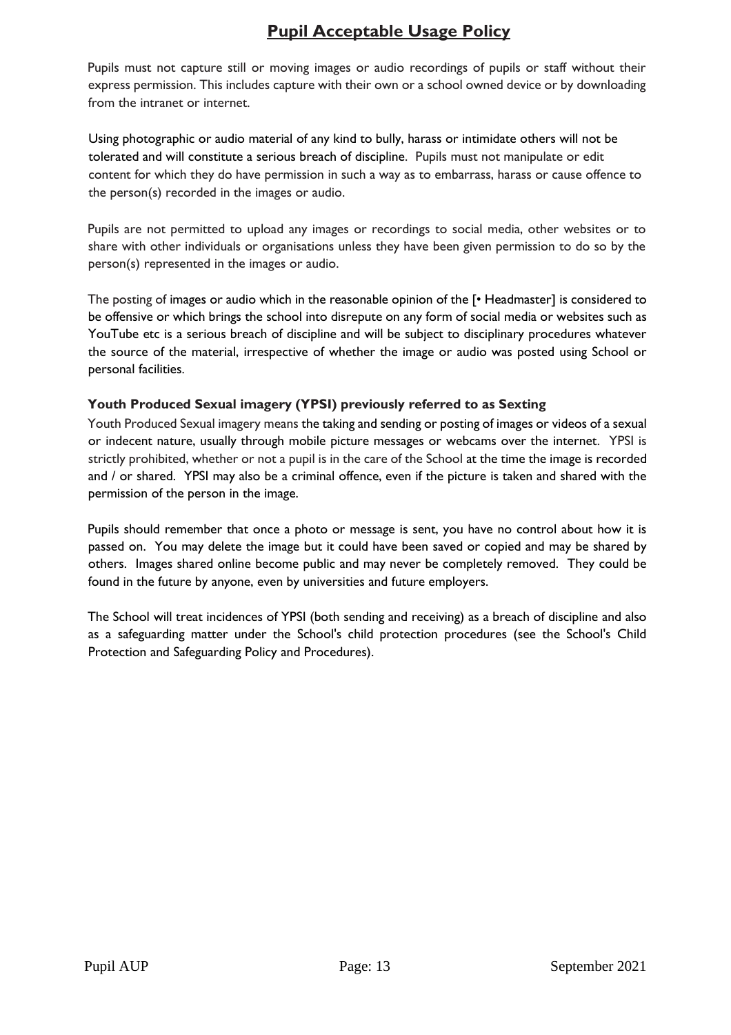# Pupil Acceptable Usage Policy

Pupils must not capture still or moving images or audio recordings of pupils or staff without their express permission. This includes capture with their own or a school owned device or by downloading from the intranet or internet.

Using photographic or audio material of any kind to bully, harass or intimidate others will not be tolerated and will constitute a serious breach of discipline. Pupils must not manipulate or edit content for which they do have permission in such a way as to embarrass, harass or cause offence to the person(s) recorded in the images or audio.

Pupils are not permitted to upload any images or recordings to social media, other websites or to share with other individuals or organisations unless they have been given permission to do so by the person(s) represented in the images or audio.

The posting of images or audio which in the reasonable opinion of the [• Headmaster] is considered to be offensive or which brings the school into disrepute on any form of social media or websites such as YouTube etc is a serious breach of discipline and will be subject to disciplinary procedures whatever the source of the material, irrespective of whether the image or audio was posted using School or personal facilities.

### Youth Produced Sexual imagery (YPSI) previously referred to as Sexting

Youth Produced Sexual imagery means the taking and sending or posting of images or videos of a sexual or indecent nature, usually through mobile picture messages or webcams over the internet. YPSI is strictly prohibited, whether or not a pupil is in the care of the School at the time the image is recorded and / or shared. YPSI may also be a criminal offence, even if the picture is taken and shared with the permission of the person in the image.

Pupils should remember that once a photo or message is sent, you have no control about how it is passed on. You may delete the image but it could have been saved or copied and may be shared by others. Images shared online become public and may never be completely removed. They could be found in the future by anyone, even by universities and future employers.

The School will treat incidences of YPSI (both sending and receiving) as a breach of discipline and also as a safeguarding matter under the School's child protection procedures (see the School's Child Protection and Safeguarding Policy and Procedures).